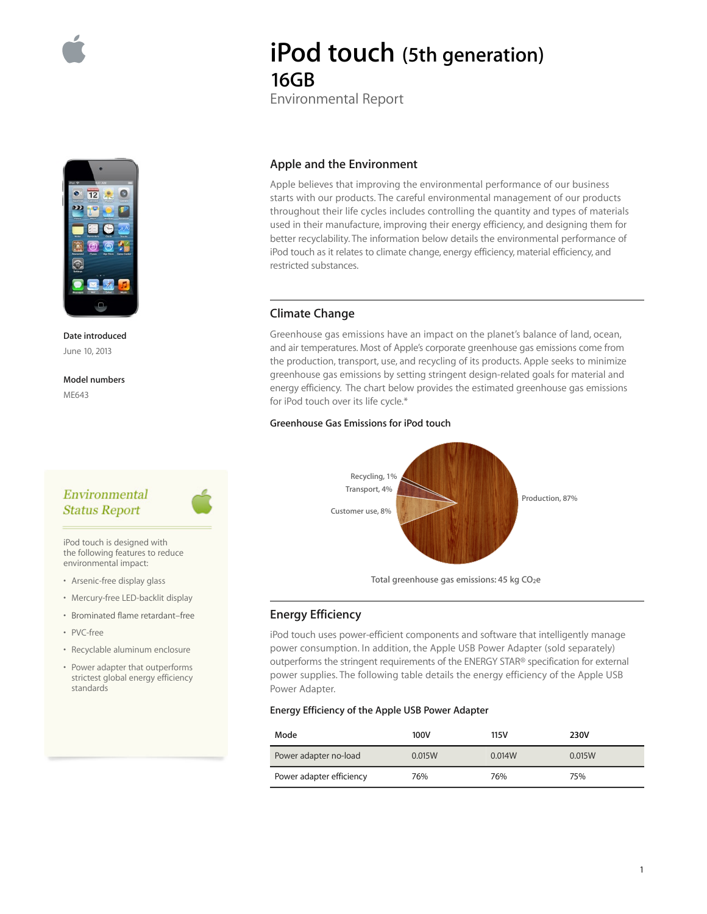# iPod touch (5th generation)

## 16GB

Environmental Report

**Date introduced**

June 10, 2013

**Model numbers**

ME643

## Apple and the Environment

Apple believes that improving the environmental performance of our business starts with our products. The careful environmental management of our products throughout their life cycles includes controlling the quantity and types of materials used in their manufacture, improving their energy efficiency, and designing them for better recyclability. The information below details the environmental performance of iPod touch as it relates to climate change, energy efficiency, material efficiency, and restricted substances.

## Climate Change

Greenhouse gas emissions have an impact on the planet's balance of land, ocean, and air temperatures. Most of Apple's corporate greenhouse gas emissions come from the production, transport, use, and recycling of its products. Apple seeks to minimize greenhouse gas emissions by setting stringent design-related goals for material and energy efficiency. The chart below provides the estimated greenhouse gas emissions for iPod touch over its life cycle.*

**Greenhouse Gas Emissions for iPod touch**

Recycling, 1%

Transport, 4%

Customer use, 8%

Production, 87%

Total greenhouse gas emissions: 45 kg $CO_2e$

## Energy Efficiency

iPod touch uses power-efficient components and software that intelligently manage power consumption. In addition, the Apple USB Power Adapter (sold separately) outperforms the stringent requirements of the ENERGY STAR® specification for external power supplies. The following table details the energy efficiency of the Apple USB Power Adapter.

**Energy Efficiency of the Apple USB Power Adapter**

| Mode | 100V | 115V | 230V |
|---|---|---|---|
| Power adapter no-load | 0.015W | 0.014W | 0.015W |
| Power adapter efficiency | 76% | 76% | 75% |

### *Environmental Status Report*

iPod touch is designed with the following features to reduce environmental impact:

- Arsenic-free display glass
- Mercury-free LED-backlit display
- Brominated flame retardant–free
- PVC-free
- Recyclable aluminum enclosure
- Power adapter that outperforms strictest global energy efficiency standards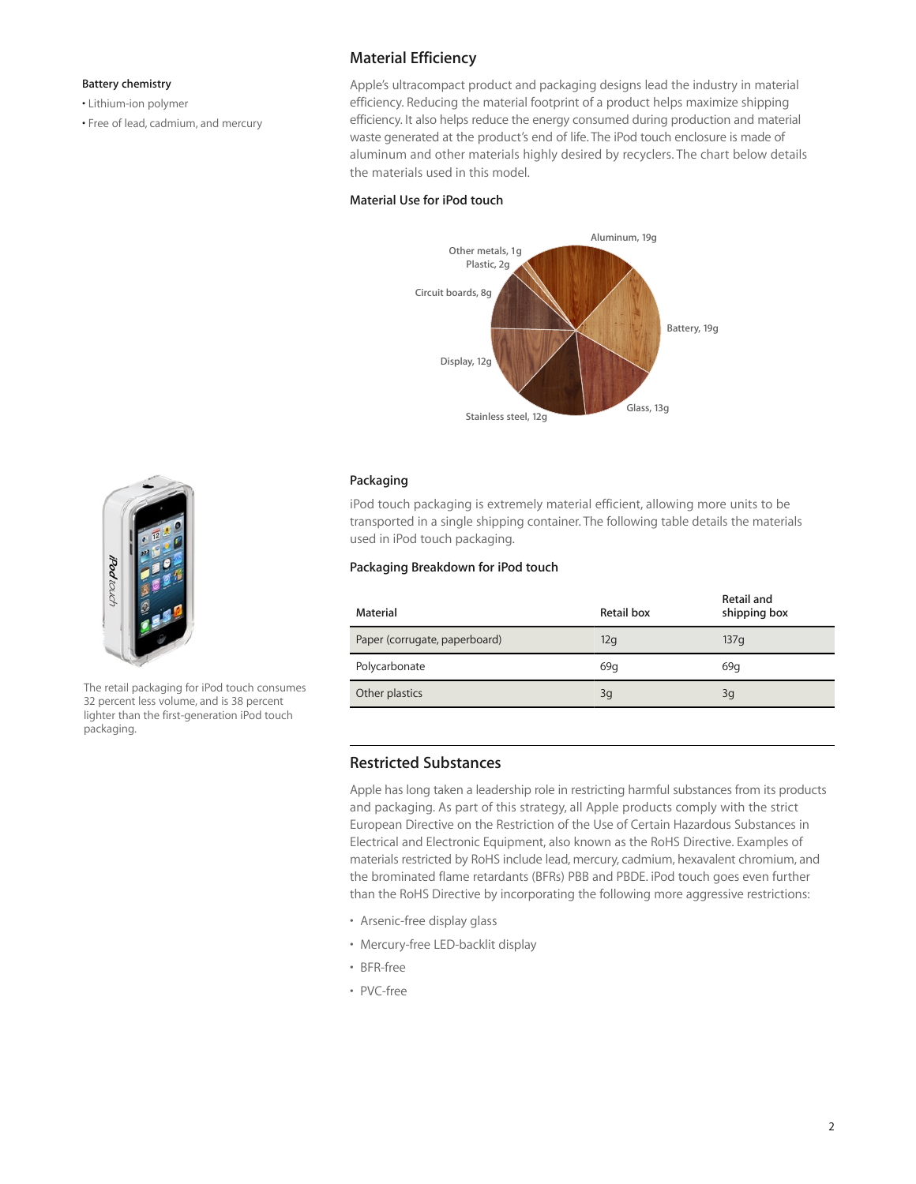**Battery chemistry**

- Lithium-ion polymer
- Free of lead, cadmium, and mercury

## Material Efficiency

Apple's ultracompact product and packaging designs lead the industry in material efficiency. Reducing the material footprint of a product helps maximize shipping efficiency. It also helps reduce the energy consumed during production and material waste generated at the product's end of life. The iPod touch enclosure is made of aluminum and other materials highly desired by recyclers. The chart below details the materials used in this model.

### Material Use for iPod touch

Aluminum, 19g
Battery, 19g
Glass, 13g
Stainless steel, 12g
Display, 12g
Circuit boards, 8g
Plastic, 2g
Other metals, 1g

### Packaging

iPod touch packaging is extremely material efficient, allowing more units to be transported in a single shipping container. The following table details the materials used in iPod touch packaging.

### Packaging Breakdown for iPod touch

| Material | Retail box | Retail and shipping box |
|---|---|---|
| Paper (corrugate, paperboard) | 12g | 137g |
| Polycarbonate | 69g | 69g |
| Other plastics | 3g | 3g |

The retail packaging for iPod touch consumes 32 percent less volume, and is 38 percent lighter than the first-generation iPod touch packaging.

## Restricted Substances

Apple has long taken a leadership role in restricting harmful substances from its products and packaging. As part of this strategy, all Apple products comply with the strict European Directive on the Restriction of the Use of Certain Hazardous Substances in Electrical and Electronic Equipment, also known as the RoHS Directive. Examples of materials restricted by RoHS include lead, mercury, cadmium, hexavalent chromium, and the brominated flame retardants (BFRs) PBB and PBDE. iPod touch goes even further than the RoHS Directive by incorporating the following more aggressive restrictions:

- Arsenic-free display glass
- Mercury-free LED-backlit display
- BFR-free
- PVC-free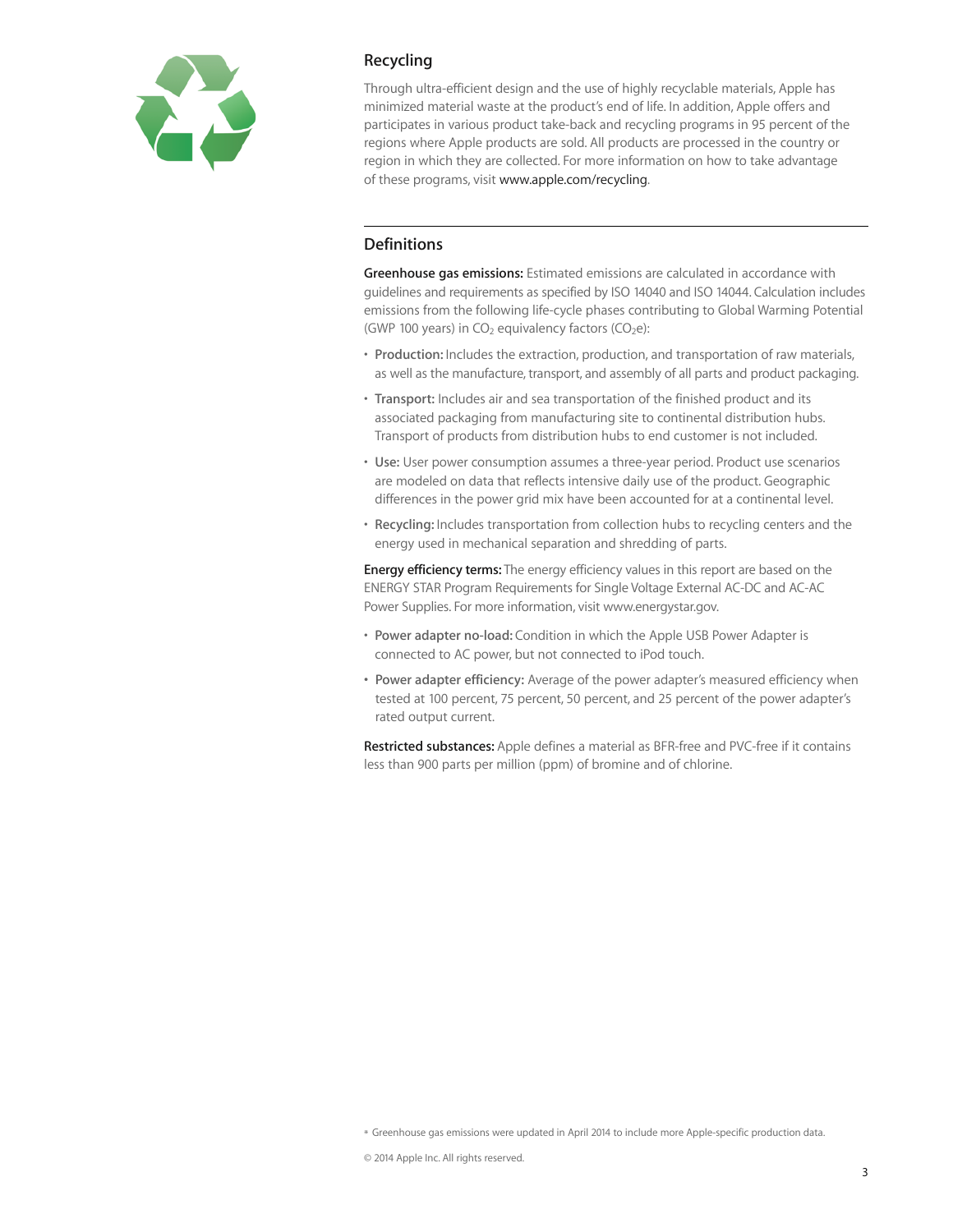## Recycling

Through ultra-efficient design and the use of highly recyclable materials, Apple has minimized material waste at the product's end of life. In addition, Apple offers and participates in various product take-back and recycling programs in 95 percent of the regions where Apple products are sold. All products are processed in the country or region in which they are collected. For more information on how to take advantage of these programs, visit www.apple.com/recycling.

## Definitions

**Greenhouse gas emissions:** Estimated emissions are calculated in accordance with guidelines and requirements as specified by ISO 14040 and ISO 14044. Calculation includes emissions from the following life-cycle phases contributing to Global Warming Potential (GWP 100 years) in $CO_2$ equivalency factors ($CO_2e$):

- **Production:** Includes the extraction, production, and transportation of raw materials, as well as the manufacture, transport, and assembly of all parts and product packaging.
- **Transport:** Includes air and sea transportation of the finished product and its associated packaging from manufacturing site to continental distribution hubs. Transport of products from distribution hubs to end customer is not included.
- **Use:** User power consumption assumes a three-year period. Product use scenarios are modeled on data that reflects intensive daily use of the product. Geographic differences in the power grid mix have been accounted for at a continental level.
- **Recycling:** Includes transportation from collection hubs to recycling centers and the energy used in mechanical separation and shredding of parts.

**Energy efficiency terms:** The energy efficiency values in this report are based on the ENERGY STAR Program Requirements for Single Voltage External AC-DC and AC-AC Power Supplies. For more information, visit www.energystar.gov.

- **Power adapter no-load:** Condition in which the Apple USB Power Adapter is connected to AC power, but not connected to iPod touch.
- **Power adapter efficiency:** Average of the power adapter's measured efficiency when tested at 100 percent, 75 percent, 50 percent, and 25 percent of the power adapter's rated output current.

**Restricted substances:** Apple defines a material as BFR-free and PVC-free if it contains less than 900 parts per million (ppm) of bromine and of chlorine.

\* Greenhouse gas emissions were updated in April 2014 to include more Apple-specific production data.

© 2014 Apple Inc. All rights reserved.